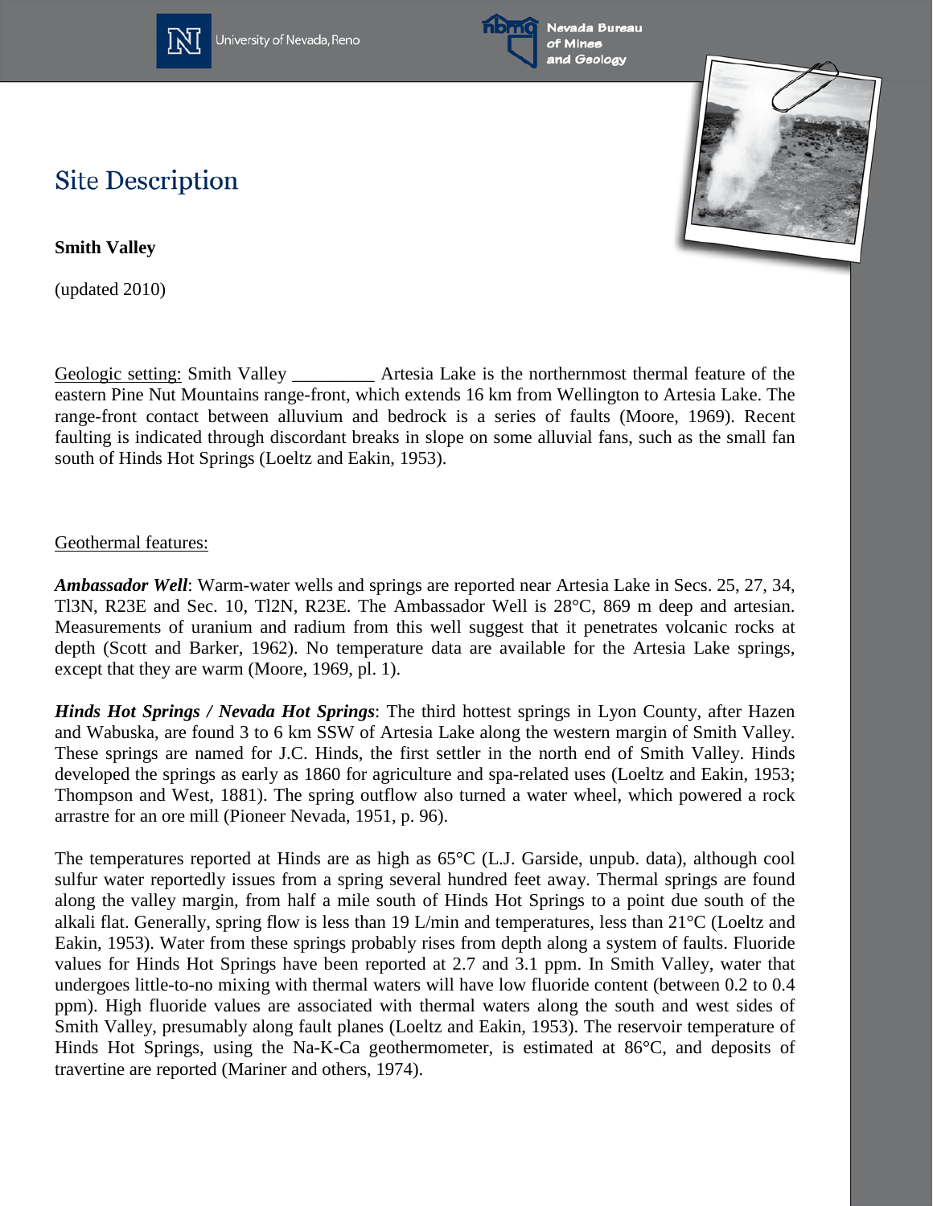# Site Description

**Smith Valley**

(updated 2010)

Geologic setting: Smith Valley _________ Artesia Lake is the northernmost thermal feature of the eastern Pine Nut Mountains range-front, which extends 16 km from Wellington to Artesia Lake. The range-front contact between alluvium and bedrock is a series of faults (Moore, 1969). Recent faulting is indicated through discordant breaks in slope on some alluvial fans, such as the small fan south of Hinds Hot Springs (Loeltz and Eakin, 1953).

Geothermal features:

***Ambassador Well***: Warm-water wells and springs are reported near Artesia Lake in Secs. 25, 27, 34, Tl3N, R23E and Sec. 10, Tl2N, R23E. The Ambassador Well is 28°C, 869 m deep and artesian. Measurements of uranium and radium from this well suggest that it penetrates volcanic rocks at depth (Scott and Barker, 1962). No temperature data are available for the Artesia Lake springs, except that they are warm (Moore, 1969, pl. 1).

***Hinds Hot Springs / Nevada Hot Springs***: The third hottest springs in Lyon County, after Hazen and Wabuska, are found 3 to 6 km SSW of Artesia Lake along the western margin of Smith Valley. These springs are named for J.C. Hinds, the first settler in the north end of Smith Valley. Hinds developed the springs as early as 1860 for agriculture and spa-related uses (Loeltz and Eakin, 1953; Thompson and West, 1881). The spring outflow also turned a water wheel, which powered a rock arrastre for an ore mill (Pioneer Nevada, 1951, p. 96).

The temperatures reported at Hinds are as high as 65°C (L.J. Garside, unpub. data), although cool sulfur water reportedly issues from a spring several hundred feet away. Thermal springs are found along the valley margin, from half a mile south of Hinds Hot Springs to a point due south of the alkali flat. Generally, spring flow is less than 19 L/min and temperatures, less than 21°C (Loeltz and Eakin, 1953). Water from these springs probably rises from depth along a system of faults. Fluoride values for Hinds Hot Springs have been reported at 2.7 and 3.1 ppm. In Smith Valley, water that undergoes little-to-no mixing with thermal waters will have low fluoride content (between 0.2 to 0.4 ppm). High fluoride values are associated with thermal waters along the south and west sides of Smith Valley, presumably along fault planes (Loeltz and Eakin, 1953). The reservoir temperature of Hinds Hot Springs, using the Na-K-Ca geothermometer, is estimated at 86°C, and deposits of travertine are reported (Mariner and others, 1974).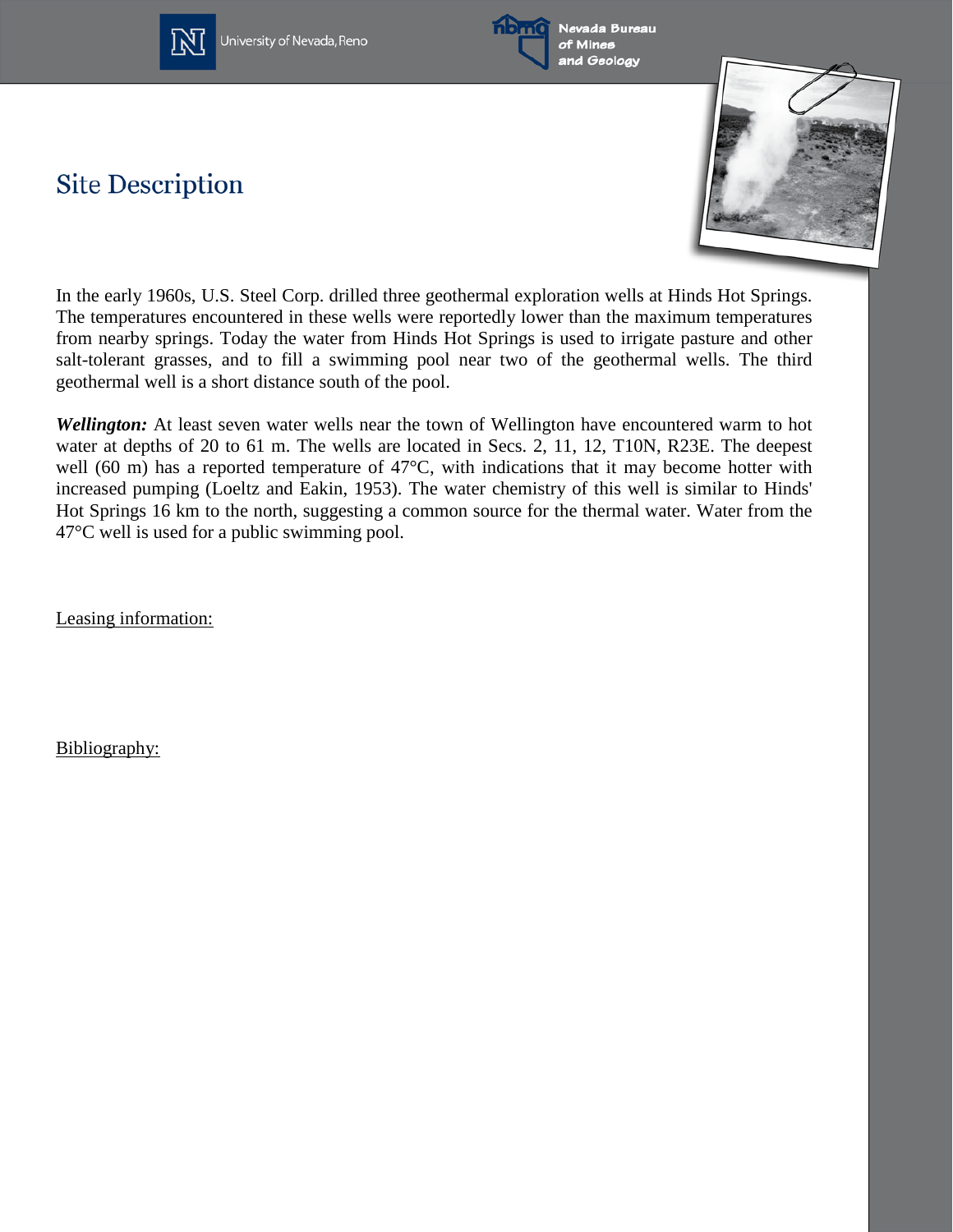## Site Description

In the early 1960s, U.S. Steel Corp. drilled three geothermal exploration wells at Hinds Hot Springs. The temperatures encountered in these wells were reportedly lower than the maximum temperatures from nearby springs. Today the water from Hinds Hot Springs is used to irrigate pasture and other salt-tolerant grasses, and to fill a swimming pool near two of the geothermal wells. The third geothermal well is a short distance south of the pool.

***Wellington:*** At least seven water wells near the town of Wellington have encountered warm to hot water at depths of 20 to 61 m. The wells are located in Secs. 2, 11, 12, T10N, R23E. The deepest well (60 m) has a reported temperature of 47°C, with indications that it may become hotter with increased pumping (Loeltz and Eakin, 1953). The water chemistry of this well is similar to Hinds' Hot Springs 16 km to the north, suggesting a common source for the thermal water. Water from the 47°C well is used for a public swimming pool.

<u>Leasing information:</u>

<u>Bibliography:</u>